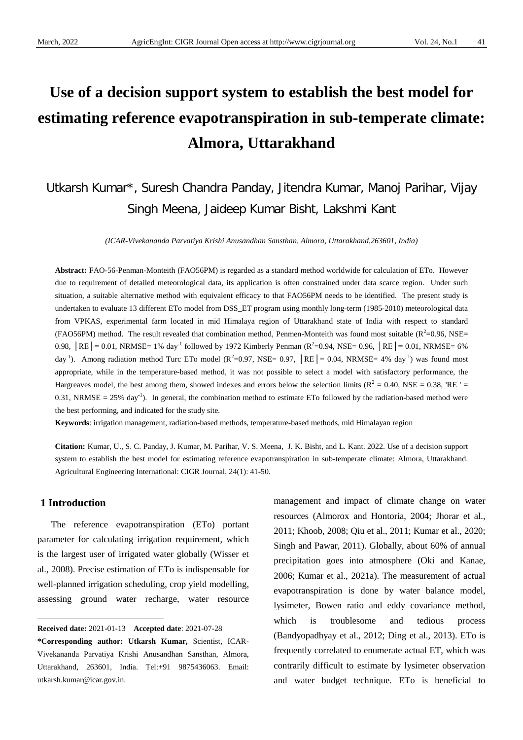# Use of a decision support system to establish the best model for estimating reference evapotranspiration in sub-temperate climate: Almora, Uttarakhand

Utkarsh Kumar*, Suresh Chandra Panday, Jitendra Kumar, Manoj Parihar, Vijay Singh Meena, Jaideep Kumar Bisht, Lakshmi Kant

*(ICAR-Vivekananda Parvatiya Krishi Anusandhan Sansthan, Almora, Uttarakhand,263601, India)*

**Abstract:** FAO-56-Penman-Monteith (FAO56PM) is regarded as a standard method worldwide for calculation of ETo. However due to requirement of detailed meteorological data, its application is often constrained under data scarce region. Under such situation, a suitable alternative method with equivalent efficacy to that FAO56PM needs to be identified. The present study is undertaken to evaluate 13 different ETo model from DSS_ET program using monthly long-term (1985-2010) meteorological data from VPKAS, experimental farm located in mid Himalaya region of Uttarakhand state of India with respect to standard (FAO56PM) method. The result revealed that combination method, Penmen-Monteith was found most suitable ($R^2$=0.96, NSE= 0.98, │RE│= 0.01, NRMSE= 1% $day^{-1}$ followed by 1972 Kimberly Penman ($R^2$=0.94, NSE= 0.96, │RE│= 0.01, NRMSE= 6% $day^{-1}$). Among radiation method Turc ETo model ($R^2$=0.97, NSE= 0.97, │RE│= 0.04, NRMSE= 4% $day^{-1}$) was found most appropriate, while in the temperature-based method, it was not possible to select a model with satisfactory performance, the Hargreaves model, the best among them, showed indexes and errors below the selection limits ($R^2$ = 0.40, NSE = 0.38, 'RE ' = 0.31, NRMSE = 25% $day^{-1}$). In general, the combination method to estimate ETo followed by the radiation-based method were the best performing, and indicated for the study site.

**Keywords**: irrigation management, radiation-based methods, temperature-based methods, mid Himalayan region

**Citation:** Kumar, U., S. C. Panday, J. Kumar, M. Parihar, V. S. Meena, J. K. Bisht, and L. Kant. 2022. Use of a decision support system to establish the best model for estimating reference evapotranspiration in sub-temperate climate: Almora, Uttarakhand. Agricultural Engineering International: CIGR Journal, 24(1): 41-50.

## 1 Introduction

The reference evapotranspiration (ETo) portant parameter for calculating irrigation requirement, which is the largest user of irrigated water globally (Wisser et al., 2008). Precise estimation of ETo is indispensable for well-planned irrigation scheduling, crop yield modelling, assessing ground water recharge, water resource management and impact of climate change on water resources (Almorox and Hontoria, 2004; Jhorar et al., 2011; Khoob, 2008; Qiu et al., 2011; Kumar et al., 2020; Singh and Pawar, 2011). Globally, about 60% of annual precipitation goes into atmosphere (Oki and Kanae, 2006; Kumar et al., 2021a). The measurement of actual evapotranspiration is done by water balance model, lysimeter, Bowen ratio and eddy covariance method, which is troublesome and tedious process (Bandyopadhyay et al., 2012; Ding et al., 2013). ETo is frequently correlated to enumerate actual ET, which was contrarily difficult to estimate by lysimeter observation and water budget technique. ETo is beneficial to

---

**Received date:** 2021-01-13 **Accepted date**: 2021-07-28

**\*Corresponding author: Utkarsh Kumar,** Scientist, ICAR-Vivekananda Parvatiya Krishi Anusandhan Sansthan, Almora, Uttarakhand, 263601, India. Tel:+91 9875436063. Email: utkarsh.kumar@icar.gov.in.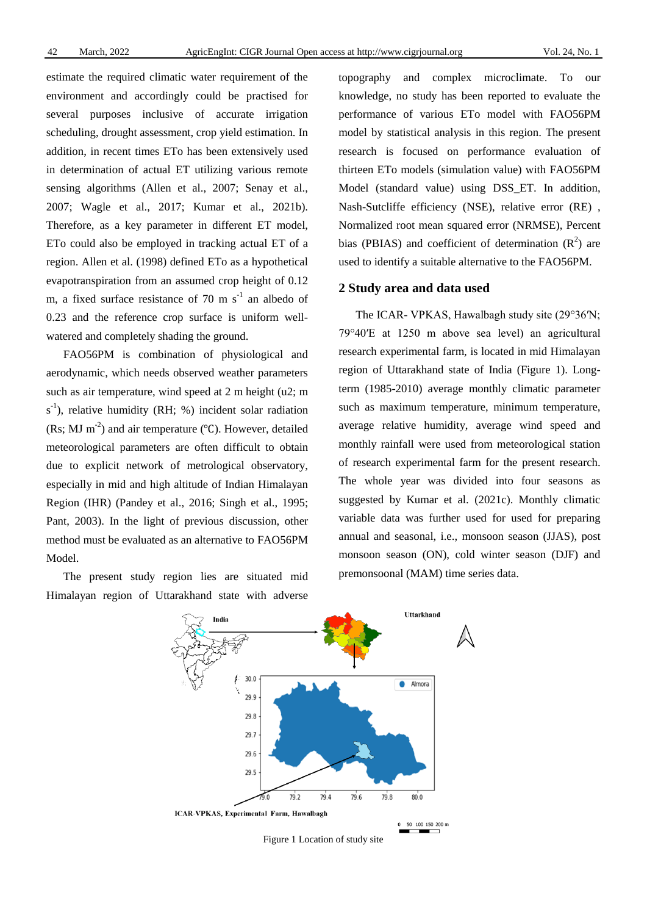estimate the required climatic water requirement of the environment and accordingly could be practised for several purposes inclusive of accurate irrigation scheduling, drought assessment, crop yield estimation. In addition, in recent times ETo has been extensively used in determination of actual ET utilizing various remote sensing algorithms (Allen et al., 2007; Senay et al., 2007; Wagle et al., 2017; Kumar et al., 2021b). Therefore, as a key parameter in different ET model, ETo could also be employed in tracking actual ET of a region. Allen et al. (1998) defined ETo as a hypothetical evapotranspiration from an assumed crop height of 0.12 m, a fixed surface resistance of 70 m $s^{-1}$ an albedo of 0.23 and the reference crop surface is uniform well-watered and completely shading the ground.

FAO56PM is combination of physiological and aerodynamic, which needs observed weather parameters such as air temperature, wind speed at 2 m height (u2; m $s^{-1}$), relative humidity (RH; %) incident solar radiation (Rs; MJ $m^{-2}$) and air temperature (℃). However, detailed meteorological parameters are often difficult to obtain due to explicit network of metrological observatory, especially in mid and high altitude of Indian Himalayan Region (IHR) (Pandey et al., 2016; Singh et al., 1995; Pant, 2003). In the light of previous discussion, other method must be evaluated as an alternative to FAO56PM Model.

The present study region lies are situated mid Himalayan region of Uttarakhand state with adverse topography and complex microclimate. To our knowledge, no study has been reported to evaluate the performance of various ETo model with FAO56PM model by statistical analysis in this region. The present research is focused on performance evaluation of thirteen ETo models (simulation value) with FAO56PM Model (standard value) using DSS_ET. In addition, Nash-Sutcliffe efficiency (NSE), relative error (RE) , Normalized root mean squared error (NRMSE), Percent bias (PBIAS) and coefficient of determination ($R^2$) are used to identify a suitable alternative to the FAO56PM.

## 2 Study area and data used

The ICAR- VPKAS, Hawalbagh study site (29°36′N; 79°40′E at 1250 m above sea level) an agricultural research experimental farm, is located in mid Himalayan region of Uttarakhand state of India (Figure 1). Long-term (1985-2010) average monthly climatic parameter such as maximum temperature, minimum temperature, average relative humidity, average wind speed and monthly rainfall were used from meteorological station of research experimental farm for the present research. The whole year was divided into four seasons as suggested by Kumar et al. (2021c). Monthly climatic variable data was further used for used for preparing annual and seasonal, i.e., monsoon season (JJAS), post monsoon season (ON), cold winter season (DJF) and premonsoonal (MAM) time series data.

Figure 1 Location of study site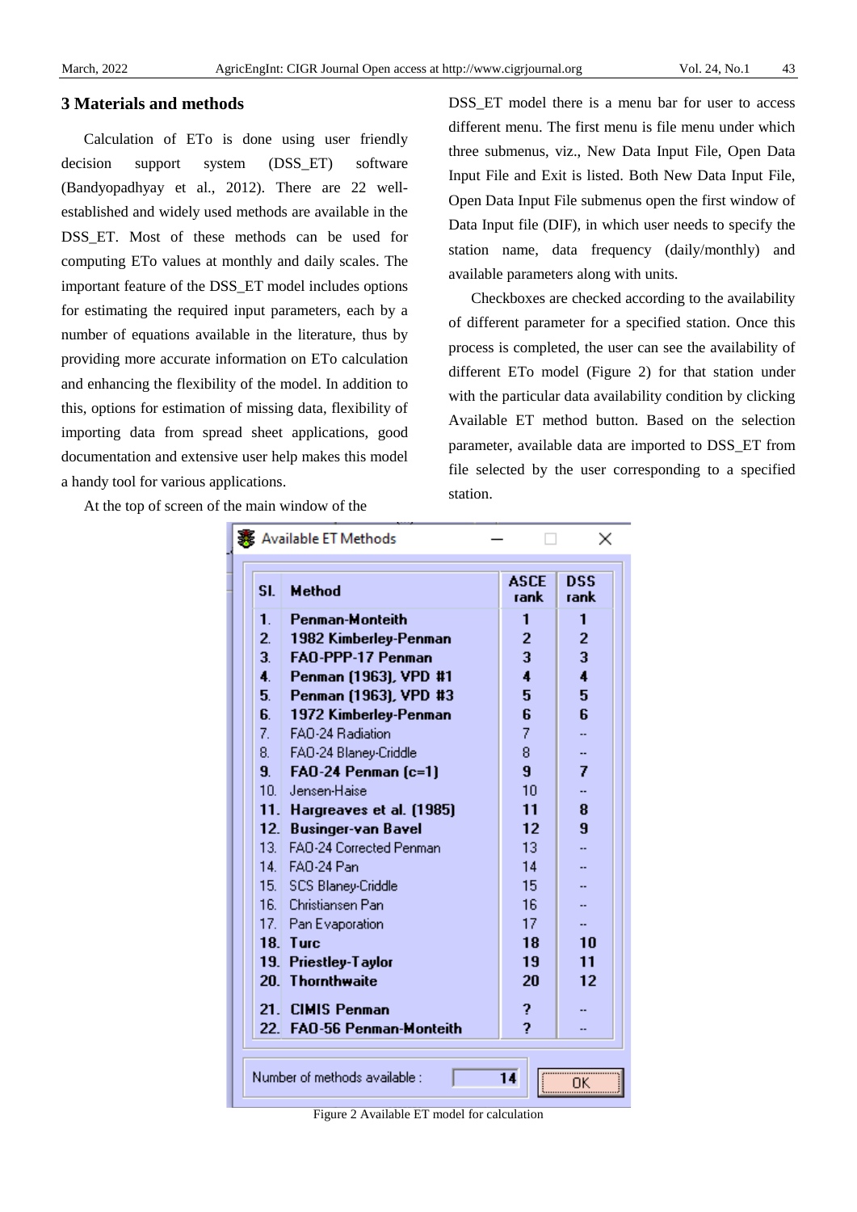## 3 Materials and methods

Calculation of ETo is done using user friendly decision support system (DSS_ET) software (Bandyopadhyay et al., 2012). There are 22 well-established and widely used methods are available in the DSS_ET. Most of these methods can be used for computing ETo values at monthly and daily scales. The important feature of the DSS_ET model includes options for estimating the required input parameters, each by a number of equations available in the literature, thus by providing more accurate information on ETo calculation and enhancing the flexibility of the model. In addition to this, options for estimation of missing data, flexibility of importing data from spread sheet applications, good documentation and extensive user help makes this model a handy tool for various applications.

At the top of screen of the main window of the DSS_ET model there is a menu bar for user to access different menu. The first menu is file menu under which three submenus, viz., New Data Input File, Open Data Input File and Exit is listed. Both New Data Input File, Open Data Input File submenus open the first window of Data Input file (DIF), in which user needs to specify the station name, data frequency (daily/monthly) and available parameters along with units.

Checkboxes are checked according to the availability of different parameter for a specified station. Once this process is completed, the user can see the availability of different ETo model (Figure 2) for that station under with the particular data availability condition by clicking Available ET method button. Based on the selection parameter, available data are imported to DSS_ET from file selected by the user corresponding to a specified station.

| Sl. | Method | ASCE rank | DSS rank |
|---|---|---|---|
| 1. | **Penman-Monteith** | 1 | 1 |
| 2. | **1982 Kimberley-Penman** | 2 | 2 |
| 3. | **FAO-PPP-17 Penman** | 3 | 3 |
| 4. | **Penman (1963), VPD #1** | 4 | 4 |
| 5. | **Penman (1963), VPD #3** | 5 | 5 |
| 6. | **1972 Kimberley-Penman** | 6 | 6 |
| 7. | FAO-24 Radiation | 7 | -- |
| 8. | FAO-24 Blaney-Criddle | 8 | -- |
| 9. | **FAO-24 Penman (c=1)** | 9 | 7 |
| 10. | Jensen-Haise | 10 | -- |
| 11. | **Hargreaves et al. (1985)** | 11 | 8 |
| 12. | **Businger-van Bavel** | 12 | 9 |
| 13. | FAO-24 Corrected Penman | 13 | -- |
| 14. | FAO-24 Pan | 14 | -- |
| 15. | SCS Blaney-Criddle | 15 | -- |
| 16. | Christiansen Pan | 16 | -- |
| 17. | Pan Evaporation | 17 | -- |
| 18. | **Turc** | 18 | 10 |
| 19. | **Priestley-Taylor** | 19 | 11 |
| 20. | **Thornthwaite** | 20 | 12 |
| 21. | **CIMIS Penman** | ? | -- |
| 22. | **FAO-56 Penman-Monteith** | ? | -- |

Number of methods available : 14

Figure 2 Available ET model for calculation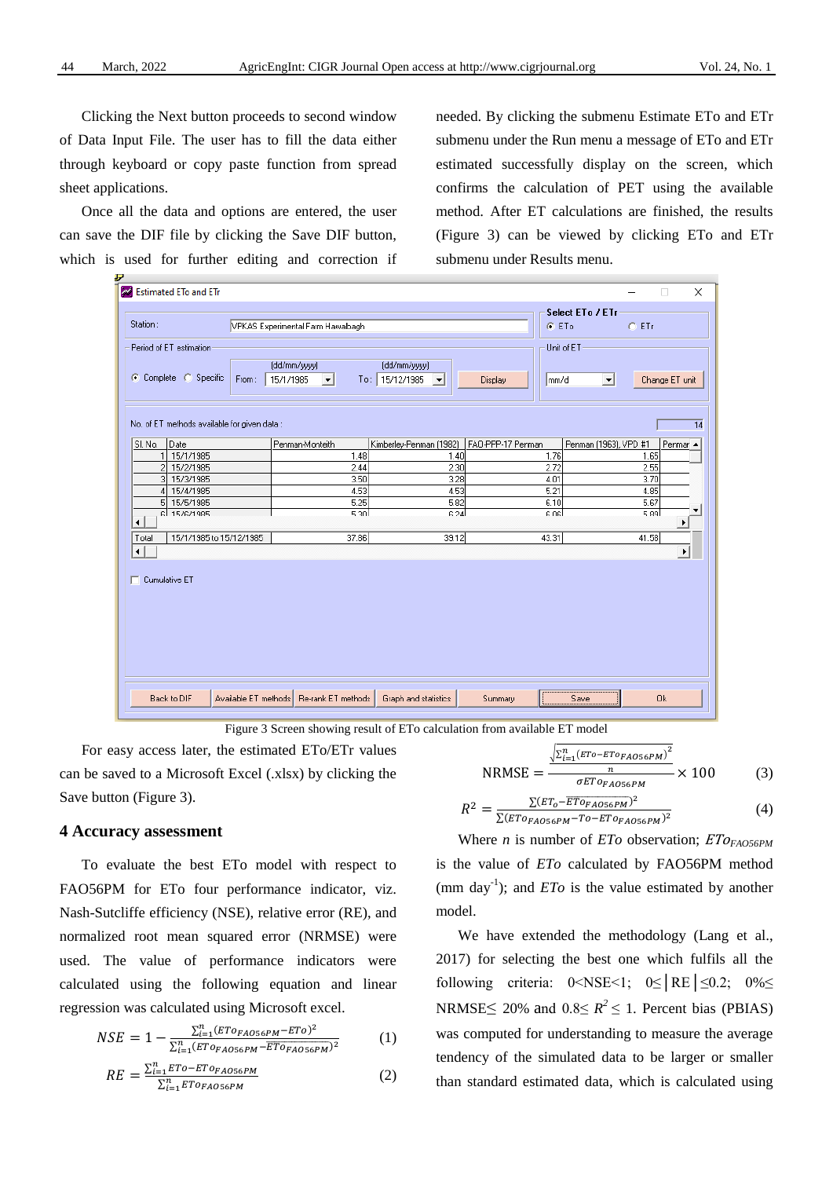Clicking the Next button proceeds to second window of Data Input File. The user has to fill the data either through keyboard or copy paste function from spread sheet applications.

Once all the data and options are entered, the user can save the DIF file by clicking the Save DIF button, which is used for further editing and correction if needed. By clicking the submenu Estimate ETo and ETr submenu under the Run menu a message of ETo and ETr estimated successfully display on the screen, which confirms the calculation of PET using the available method. After ET calculations are finished, the results (Figure 3) can be viewed by clicking ETo and ETr submenu under Results menu.

Figure 3 Screen showing result of ETo calculation from available ET model

For easy access later, the estimated ETo/ETr values can be saved to a Microsoft Excel (.xlsx) by clicking the Save button (Figure 3).

## 4 Accuracy assessment

To evaluate the best ETo model with respect to FAO56PM for ETo four performance indicator, viz. Nash-Sutcliffe efficiency (NSE), relative error (RE), and normalized root mean squared error (NRMSE) were used. The value of performance indicators were calculated using the following equation and linear regression was calculated using Microsoft excel.

$$NSE = 1 - \frac{\sum_{i=1}^{n}(ETo_{FAO56PM} - ETo)^2}{\sum_{i=1}^{n}(ETo_{FAO56PM} - \overline{ETo_{FAO56PM}})^2} \quad (1)$$

$$RE = \frac{\sum_{i=1}^{n} ETo - ETo_{FAO56PM}}{\sum_{i=1}^{n} ETo_{FAO56PM}} \quad (2)$$

$$\text{NRMSE} = \frac{\sqrt{\frac{\sum_{i=1}^{n}(ETo - ETo_{FAO56PM})^2}{n}}}{\sigma ETo_{FAO56PM}} \times 100 \quad (3)$$

$$R^2 = \frac{\sum(ET_o - \overline{ETo_{FAO56PM}})^2}{\sum(ETo_{FAO56PM} - To - ETo_{FAO56PM})^2} \quad (4)$$

Where $n$ is number of $ETo$ observation; $ETo_{FAO56PM}$ is the value of $ETo$ calculated by FAO56PM method (mm day$^{-1}$); and $ETo$ is the value estimated by another model.

We have extended the methodology (Lang et al., 2017) for selecting the best one which fulfils all the following criteria: $0<$NSE$<1$; $0\leq|\text{RE}|\leq 0.2$; $0\%\leq$ NRMSE$\leq$ 20% and $0.8\leq R^2 \leq 1$. Percent bias (PBIAS) was computed for understanding to measure the average tendency of the simulated data to be larger or smaller than standard estimated data, which is calculated using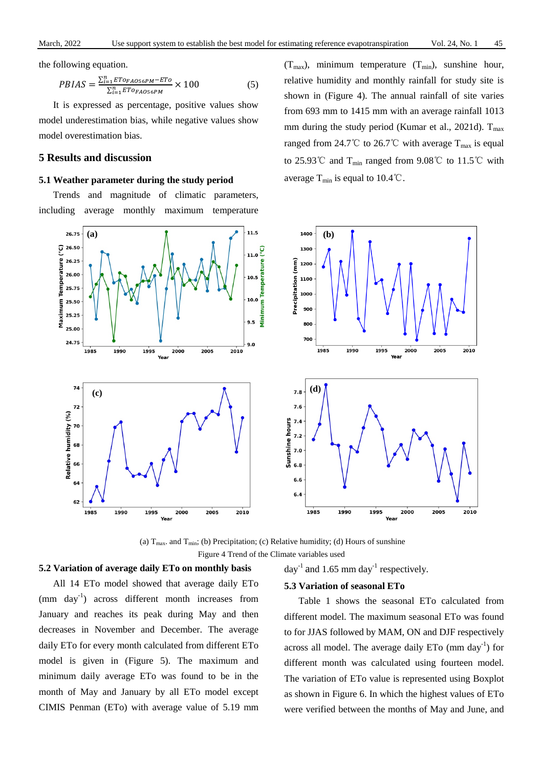the following equation.

$$PBIAS = \frac{\sum_{i=1}^{n} ETo_{FAO56PM} - ETo}{\sum_{i=1}^{n} ETo_{FAO56PM}} \times 100 \quad (5)$$

It is expressed as percentage, positive values show model underestimation bias, while negative values show model overestimation bias.

## 5 Results and discussion

### 5.1 Weather parameter during the study period

Trends and magnitude of climatic parameters, including average monthly maximum temperature ($T_{max}$), minimum temperature ($T_{min}$), sunshine hour, relative humidity and monthly rainfall for study site is shown in (Figure 4). The annual rainfall of site varies from 693 mm to 1415 mm with an average rainfall 1013 mm during the study period (Kumar et al., 2021d). $T_{max}$ ranged from 24.7℃ to 26.7℃ with average $T_{max}$ is equal to 25.93℃ and $T_{min}$ ranged from 9.08℃ to 11.5℃ with average $T_{min}$ is equal to 10.4℃.

(a) $T_{max}$. and $T_{min}$; (b) Precipitation; (c) Relative humidity; (d) Hours of sunshine

Figure 4 Trend of the Climate variables used

### 5.2 Variation of average daily ETo on monthly basis

All 14 ETo model showed that average daily ETo (mm day$^{-1}$) across different month increases from January and reaches its peak during May and then decreases in November and December. The average daily ETo for every month calculated from different ETo model is given in (Figure 5). The maximum and minimum daily average ETo was found to be in the month of May and January by all ETo model except CIMIS Penman (ETo) with average value of 5.19 mm day$^{-1}$ and 1.65 mm day$^{-1}$ respectively.

### 5.3 Variation of seasonal ETo

Table 1 shows the seasonal ETo calculated from different model. The maximum seasonal ETo was found to for JJAS followed by MAM, ON and DJF respectively across all model. The average daily ETo (mm day$^{-1}$) for different month was calculated using fourteen model. The variation of ETo value is represented using Boxplot as shown in Figure 6. In which the highest values of ETo were verified between the months of May and June, and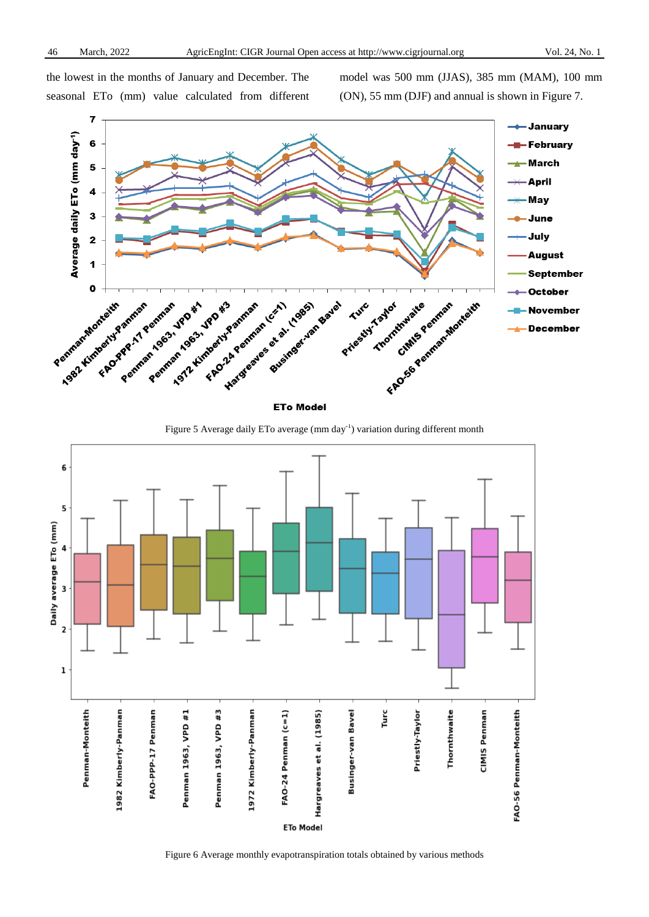the lowest in the months of January and December. The seasonal ETo (mm) value calculated from different model was 500 mm (JJAS), 385 mm (MAM), 100 mm (ON), 55 mm (DJF) and annual is shown in Figure 7.

Figure 5 Average daily ETo average (mm day$^{-1}$) variation during different month

Figure 6 Average monthly evapotranspiration totals obtained by various methods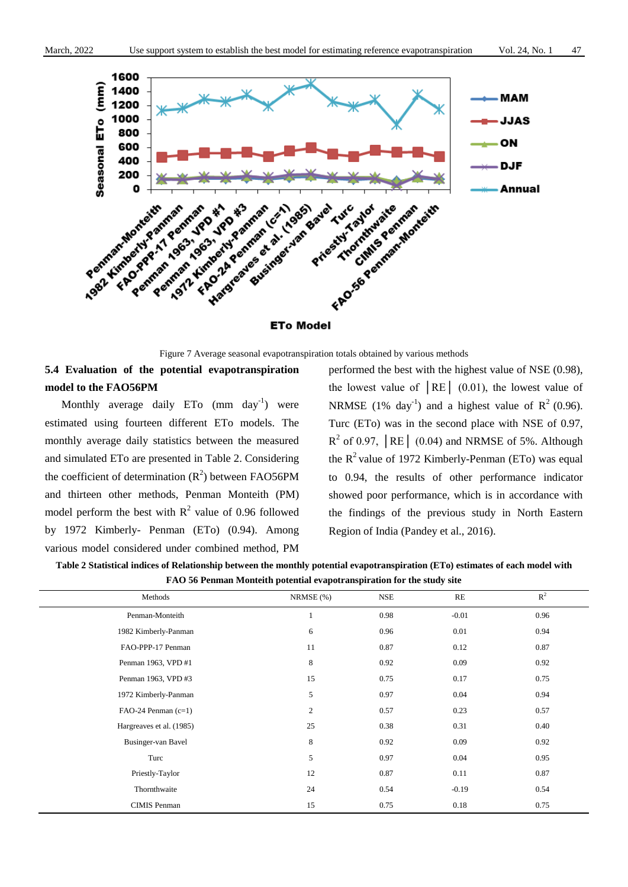Figure 7 Average seasonal evapotranspiration totals obtained by various methods

### 5.4 Evaluation of the potential evapotranspiration model to the FAO56PM

Monthly average daily ETo (mm day$^{-1}$) were estimated using fourteen different ETo models. The monthly average daily statistics between the measured and simulated ETo are presented in Table 2. Considering the coefficient of determination ($R^2$) between FAO56PM and thirteen other methods, Penman Monteith (PM) model perform the best with $R^2$ value of 0.96 followed by 1972 Kimberly- Penman (ETo) (0.94). Among various model considered under combined method, PM performed the best with the highest value of NSE (0.98), the lowest value of │RE│ (0.01), the lowest value of NRMSE (1% day$^{-1}$) and a highest value of $R^2$ (0.96). Turc (ETo) was in the second place with NSE of 0.97, $R^2$ of 0.97, │RE│ (0.04) and NRMSE of 5%. Although the $R^2$ value of 1972 Kimberly-Penman (ETo) was equal to 0.94, the results of other performance indicator showed poor performance, which is in accordance with the findings of the previous study in North Eastern Region of India (Pandey et al., 2016).

**Table 2 Statistical indices of Relationship between the monthly potential evapotranspiration (ETo) estimates of each model with FAO 56 Penman Monteith potential evapotranspiration for the study site**

| Methods | NRMSE (%) | NSE | RE | $R^2$ |
|---|---|---|---|---|
| Penman-Monteith | 1 | 0.98 | -0.01 | 0.96 |
| 1982 Kimberly-Panman | 6 | 0.96 | 0.01 | 0.94 |
| FAO-PPP-17 Penman | 11 | 0.87 | 0.12 | 0.87 |
| Penman 1963, VPD #1 | 8 | 0.92 | 0.09 | 0.92 |
| Penman 1963, VPD #3 | 15 | 0.75 | 0.17 | 0.75 |
| 1972 Kimberly-Panman | 5 | 0.97 | 0.04 | 0.94 |
| FAO-24 Penman (c=1) | 2 | 0.57 | 0.23 | 0.57 |
| Hargreaves et al. (1985) | 25 | 0.38 | 0.31 | 0.40 |
| Businger-van Bavel | 8 | 0.92 | 0.09 | 0.92 |
| Turc | 5 | 0.97 | 0.04 | 0.95 |
| Priestly-Taylor | 12 | 0.87 | 0.11 | 0.87 |
| Thornthwaite | 24 | 0.54 | -0.19 | 0.54 |
| CIMIS Penman | 15 | 0.75 | 0.18 | 0.75 |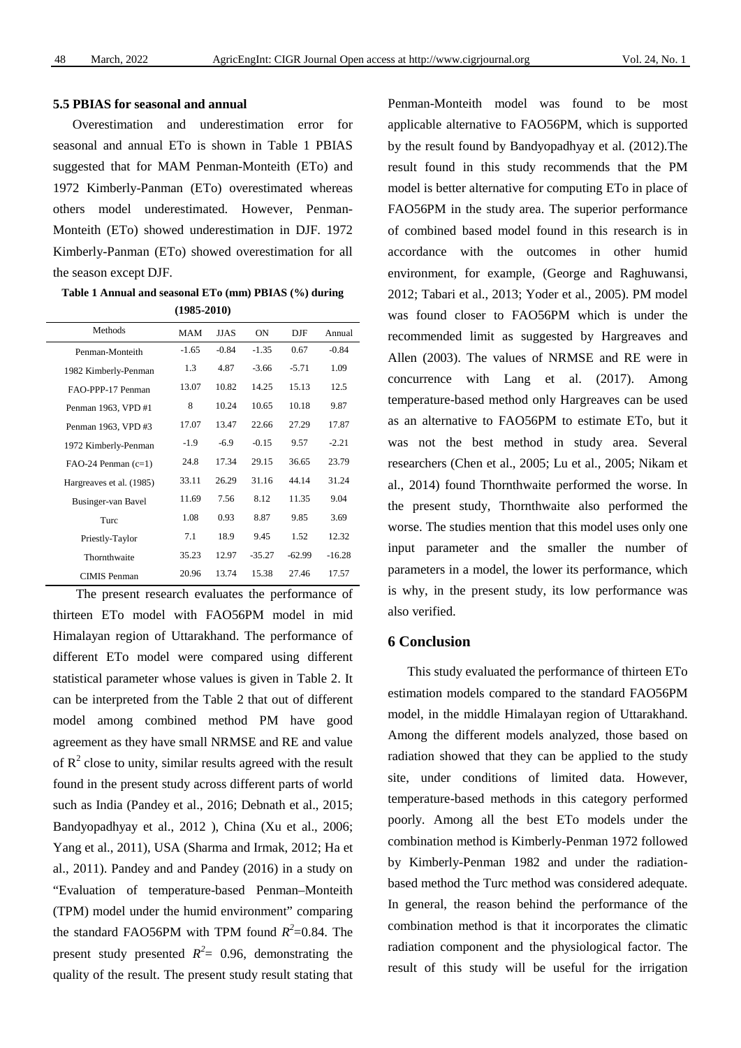### 5.5 PBIAS for seasonal and annual

Overestimation and underestimation error for seasonal and annual ETo is shown in Table 1 PBIAS suggested that for MAM Penman-Monteith (ETo) and 1972 Kimberly-Panman (ETo) overestimated whereas others model underestimated. However, Penman-Monteith (ETo) showed underestimation in DJF. 1972 Kimberly-Panman (ETo) showed overestimation for all the season except DJF.

**Table 1 Annual and seasonal ETo (mm) PBIAS (%) during (1985-2010)**

| Methods | MAM | JJAS | ON | DJF | Annual |
|---|---|---|---|---|---|
| Penman-Monteith | -1.65 | -0.84 | -1.35 | 0.67 | -0.84 |
| 1982 Kimberly-Penman | 1.3 | 4.87 | -3.66 | -5.71 | 1.09 |
| FAO-PPP-17 Penman | 13.07 | 10.82 | 14.25 | 15.13 | 12.5 |
| Penman 1963, VPD #1 | 8 | 10.24 | 10.65 | 10.18 | 9.87 |
| Penman 1963, VPD #3 | 17.07 | 13.47 | 22.66 | 27.29 | 17.87 |
| 1972 Kimberly-Penman | -1.9 | -6.9 | -0.15 | 9.57 | -2.21 |
| FAO-24 Penman (c=1) | 24.8 | 17.34 | 29.15 | 36.65 | 23.79 |
| Hargreaves et al. (1985) | 33.11 | 26.29 | 31.16 | 44.14 | 31.24 |
| Businger-van Bavel | 11.69 | 7.56 | 8.12 | 11.35 | 9.04 |
| Turc | 1.08 | 0.93 | 8.87 | 9.85 | 3.69 |
| Priestly-Taylor | 7.1 | 18.9 | 9.45 | 1.52 | 12.32 |
| Thornthwaite | 35.23 | 12.97 | -35.27 | -62.99 | -16.28 |
| CIMIS Penman | 20.96 | 13.74 | 15.38 | 27.46 | 17.57 |

The present research evaluates the performance of thirteen ETo model with FAO56PM model in mid Himalayan region of Uttarakhand. The performance of different ETo model were compared using different statistical parameter whose values is given in Table 2. It can be interpreted from the Table 2 that out of different model among combined method PM have good agreement as they have small NRMSE and RE and value of $R^2$ close to unity, similar results agreed with the result found in the present study across different parts of world such as India (Pandey et al., 2016; Debnath et al., 2015; Bandyopadhyay et al., 2012 ), China (Xu et al., 2006; Yang et al., 2011), USA (Sharma and Irmak, 2012; Ha et al., 2011). Pandey and and Pandey (2016) in a study on "Evaluation of temperature-based Penman–Monteith (TPM) model under the humid environment" comparing the standard FAO56PM with TPM found $R^2$=0.84. The present study presented $R^2$= 0.96, demonstrating the quality of the result. The present study result stating that Penman-Monteith model was found to be most applicable alternative to FAO56PM, which is supported by the result found by Bandyopadhyay et al. (2012).The result found in this study recommends that the PM model is better alternative for computing ETo in place of FAO56PM in the study area. The superior performance of combined based model found in this research is in accordance with the outcomes in other humid environment, for example, (George and Raghuwansi, 2012; Tabari et al., 2013; Yoder et al., 2005). PM model was found closer to FAO56PM which is under the recommended limit as suggested by Hargreaves and Allen (2003). The values of NRMSE and RE were in concurrence with Lang et al. (2017). Among temperature-based method only Hargreaves can be used as an alternative to FAO56PM to estimate ETo, but it was not the best method in study area. Several researchers (Chen et al., 2005; Lu et al., 2005; Nikam et al., 2014) found Thornthwaite performed the worse. In the present study, Thornthwaite also performed the worse. The studies mention that this model uses only one input parameter and the smaller the number of parameters in a model, the lower its performance, which is why, in the present study, its low performance was also verified.

## 6 Conclusion

This study evaluated the performance of thirteen ETo estimation models compared to the standard FAO56PM model, in the middle Himalayan region of Uttarakhand. Among the different models analyzed, those based on radiation showed that they can be applied to the study site, under conditions of limited data. However, temperature-based methods in this category performed poorly. Among all the best ETo models under the combination method is Kimberly-Penman 1972 followed by Kimberly-Penman 1982 and under the radiation-based method the Turc method was considered adequate. In general, the reason behind the performance of the combination method is that it incorporates the climatic radiation component and the physiological factor. The result of this study will be useful for the irrigation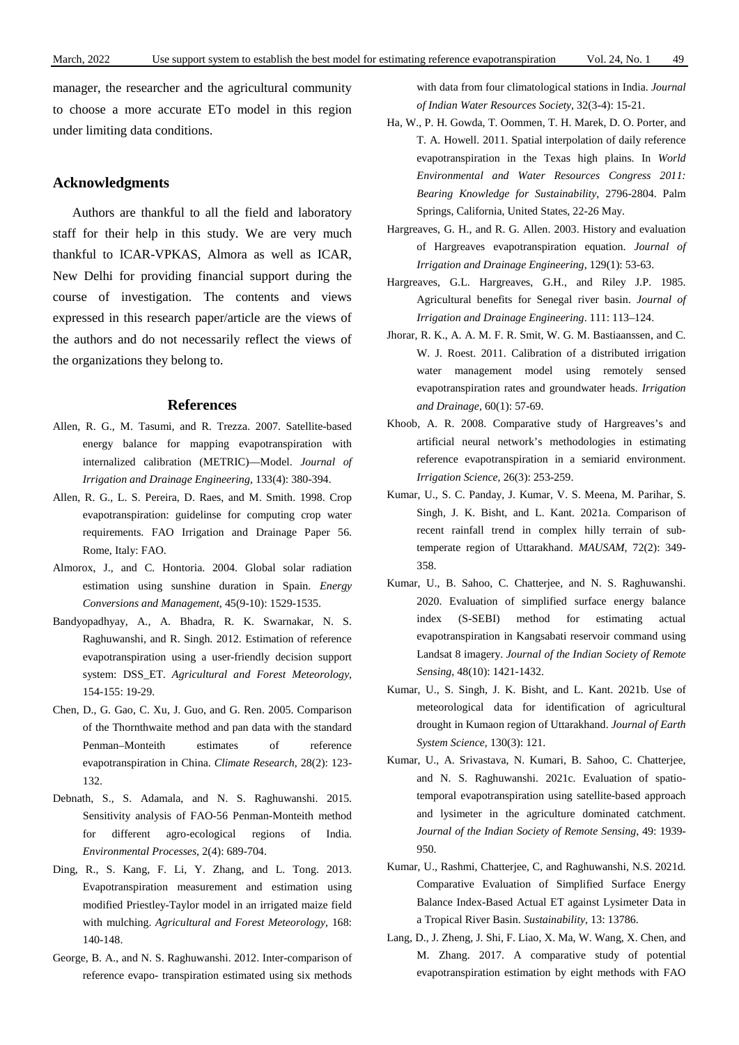manager, the researcher and the agricultural community to choose a more accurate ETo model in this region under limiting data conditions.

## Acknowledgments

Authors are thankful to all the field and laboratory staff for their help in this study. We are very much thankful to ICAR-VPKAS, Almora as well as ICAR, New Delhi for providing financial support during the course of investigation. The contents and views expressed in this research paper/article are the views of the authors and do not necessarily reflect the views of the organizations they belong to.

## References

Allen, R. G., M. Tasumi, and R. Trezza. 2007. Satellite-based energy balance for mapping evapotranspiration with internalized calibration (METRIC)—Model. *Journal of Irrigation and Drainage Engineering*, 133(4): 380-394.

Allen, R. G., L. S. Pereira, D. Raes, and M. Smith. 1998. Crop evapotranspiration: guidelinse for computing crop water requirements. FAO Irrigation and Drainage Paper 56. Rome, Italy: FAO.

Almorox, J., and C. Hontoria. 2004. Global solar radiation estimation using sunshine duration in Spain. *Energy Conversions and Management*, 45(9-10): 1529-1535.

Bandyopadhyay, A., A. Bhadra, R. K. Swarnakar, N. S. Raghuwanshi, and R. Singh. 2012. Estimation of reference evapotranspiration using a user-friendly decision support system: DSS_ET. *Agricultural and Forest Meteorology*, 154-155: 19-29.

Chen, D., G. Gao, C. Xu, J. Guo, and G. Ren. 2005. Comparison of the Thornthwaite method and pan data with the standard Penman–Monteith estimates of reference evapotranspiration in China. *Climate Research*, 28(2): 123-132.

Debnath, S., S. Adamala, and N. S. Raghuwanshi. 2015. Sensitivity analysis of FAO-56 Penman-Monteith method for different agro-ecological regions of India. *Environmental Processes*, 2(4): 689-704.

Ding, R., S. Kang, F. Li, Y. Zhang, and L. Tong. 2013. Evapotranspiration measurement and estimation using modified Priestley-Taylor model in an irrigated maize field with mulching. *Agricultural and Forest Meteorology*, 168: 140-148.

George, B. A., and N. S. Raghuwanshi. 2012. Inter-comparison of reference evapo- transpiration estimated using six methods with data from four climatological stations in India. *Journal of Indian Water Resources Society*, 32(3-4): 15-21.

Ha, W., P. H. Gowda, T. Oommen, T. H. Marek, D. O. Porter, and T. A. Howell. 2011. Spatial interpolation of daily reference evapotranspiration in the Texas high plains. In *World Environmental and Water Resources Congress 2011: Bearing Knowledge for Sustainability*, 2796-2804. Palm Springs, California, United States, 22-26 May.

Hargreaves, G. H., and R. G. Allen. 2003. History and evaluation of Hargreaves evapotranspiration equation. *Journal of Irrigation and Drainage Engineering*, 129(1): 53-63.

Hargreaves, G.L. Hargreaves, G.H., and Riley J.P. 1985. Agricultural benefits for Senegal river basin. *Journal of Irrigation and Drainage Engineering*. 111: 113–124.

Jhorar, R. K., A. A. M. F. R. Smit, W. G. M. Bastiaanssen, and C. W. J. Roest. 2011. Calibration of a distributed irrigation water management model using remotely sensed evapotranspiration rates and groundwater heads. *Irrigation and Drainage*, 60(1): 57-69.

Khoob, A. R. 2008. Comparative study of Hargreaves's and artificial neural network's methodologies in estimating reference evapotranspiration in a semiarid environment. *Irrigation Science*, 26(3): 253-259.

Kumar, U., S. C. Panday, J. Kumar, V. S. Meena, M. Parihar, S. Singh, J. K. Bisht, and L. Kant. 2021a. Comparison of recent rainfall trend in complex hilly terrain of sub-temperate region of Uttarakhand. *MAUSAM*, 72(2): 349-358.

Kumar, U., B. Sahoo, C. Chatterjee, and N. S. Raghuwanshi. 2020. Evaluation of simplified surface energy balance index (S-SEBI) method for estimating actual evapotranspiration in Kangsabati reservoir command using Landsat 8 imagery. *Journal of the Indian Society of Remote Sensing*, 48(10): 1421-1432.

Kumar, U., S. Singh, J. K. Bisht, and L. Kant. 2021b. Use of meteorological data for identification of agricultural drought in Kumaon region of Uttarakhand. *Journal of Earth System Science*, 130(3): 121.

Kumar, U., A. Srivastava, N. Kumari, B. Sahoo, C. Chatterjee, and N. S. Raghuwanshi. 2021c. Evaluation of spatio-temporal evapotranspiration using satellite-based approach and lysimeter in the agriculture dominated catchment. *Journal of the Indian Society of Remote Sensing*, 49: 1939-950.

Kumar, U., Rashmi, Chatterjee, C, and Raghuwanshi, N.S. 2021d. Comparative Evaluation of Simplified Surface Energy Balance Index-Based Actual ET against Lysimeter Data in a Tropical River Basin. *Sustainability*, 13: 13786.

Lang, D., J. Zheng, J. Shi, F. Liao, X. Ma, W. Wang, X. Chen, and M. Zhang. 2017. A comparative study of potential evapotranspiration estimation by eight methods with FAO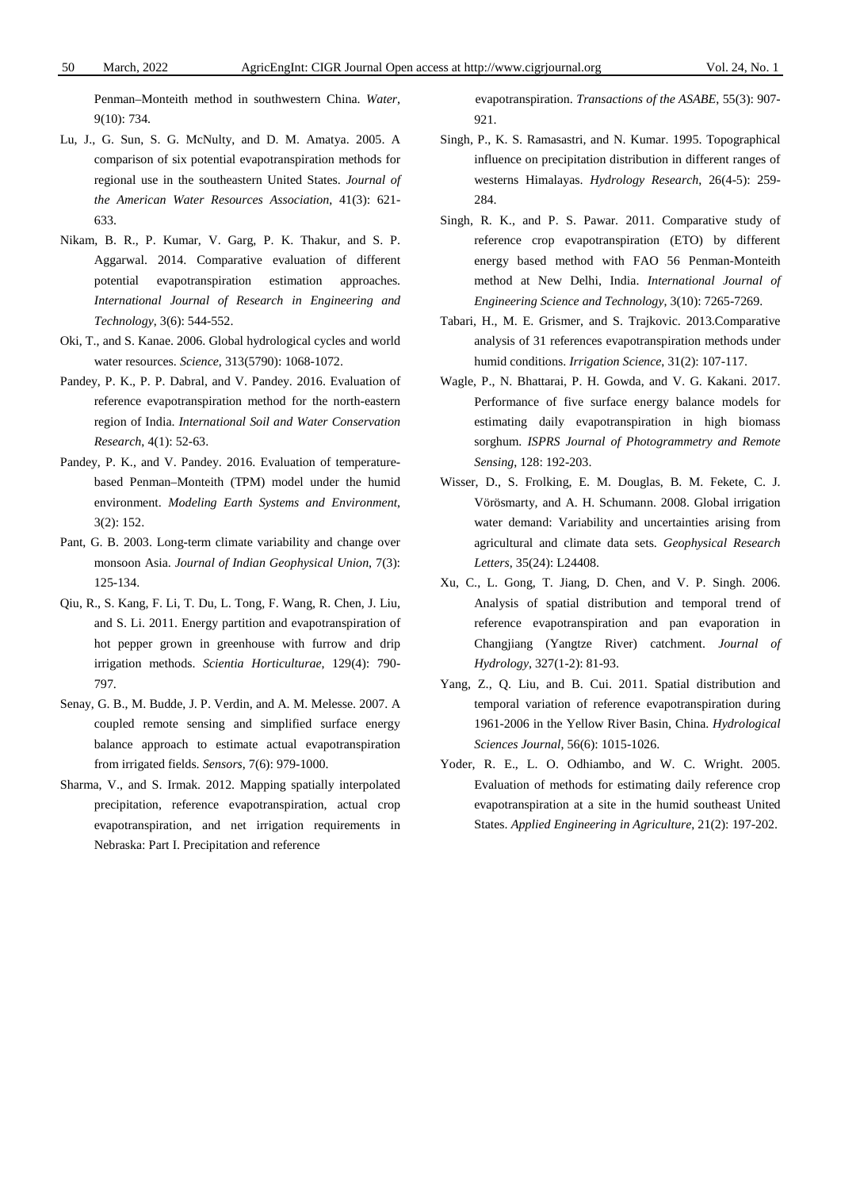Penman–Monteith method in southwestern China. *Water*, 9(10): 734.

Lu, J., G. Sun, S. G. McNulty, and D. M. Amatya. 2005. A comparison of six potential evapotranspiration methods for regional use in the southeastern United States. *Journal of the American Water Resources Association*, 41(3): 621-633.

Nikam, B. R., P. Kumar, V. Garg, P. K. Thakur, and S. P. Aggarwal. 2014. Comparative evaluation of different potential evapotranspiration estimation approaches. *International Journal of Research in Engineering and Technology*, 3(6): 544-552.

Oki, T., and S. Kanae. 2006. Global hydrological cycles and world water resources. *Science*, 313(5790): 1068-1072.

Pandey, P. K., P. P. Dabral, and V. Pandey. 2016. Evaluation of reference evapotranspiration method for the north-eastern region of India. *International Soil and Water Conservation Research*, 4(1): 52-63.

Pandey, P. K., and V. Pandey. 2016. Evaluation of temperature-based Penman–Monteith (TPM) model under the humid environment. *Modeling Earth Systems and Environment*, 3(2): 152.

Pant, G. B. 2003. Long-term climate variability and change over monsoon Asia. *Journal of Indian Geophysical Union*, 7(3): 125-134.

Qiu, R., S. Kang, F. Li, T. Du, L. Tong, F. Wang, R. Chen, J. Liu, and S. Li. 2011. Energy partition and evapotranspiration of hot pepper grown in greenhouse with furrow and drip irrigation methods. *Scientia Horticulturae*, 129(4): 790-797.

Senay, G. B., M. Budde, J. P. Verdin, and A. M. Melesse. 2007. A coupled remote sensing and simplified surface energy balance approach to estimate actual evapotranspiration from irrigated fields. *Sensors*, 7(6): 979-1000.

Sharma, V., and S. Irmak. 2012. Mapping spatially interpolated precipitation, reference evapotranspiration, actual crop evapotranspiration, and net irrigation requirements in Nebraska: Part I. Precipitation and reference evapotranspiration. *Transactions of the ASABE*, 55(3): 907-921.

Singh, P., K. S. Ramasastri, and N. Kumar. 1995. Topographical influence on precipitation distribution in different ranges of westerns Himalayas. *Hydrology Research*, 26(4-5): 259-284.

Singh, R. K., and P. S. Pawar. 2011. Comparative study of reference crop evapotranspiration (ETO) by different energy based method with FAO 56 Penman-Monteith method at New Delhi, India. *International Journal of Engineering Science and Technology*, 3(10): 7265-7269.

Tabari, H., M. E. Grismer, and S. Trajkovic. 2013.Comparative analysis of 31 references evapotranspiration methods under humid conditions. *Irrigation Science*, 31(2): 107-117.

Wagle, P., N. Bhattarai, P. H. Gowda, and V. G. Kakani. 2017. Performance of five surface energy balance models for estimating daily evapotranspiration in high biomass sorghum. *ISPRS Journal of Photogrammetry and Remote Sensing*, 128: 192-203.

Wisser, D., S. Frolking, E. M. Douglas, B. M. Fekete, C. J. Vörösmarty, and A. H. Schumann. 2008. Global irrigation water demand: Variability and uncertainties arising from agricultural and climate data sets. *Geophysical Research Letters*, 35(24): L24408.

Xu, C., L. Gong, T. Jiang, D. Chen, and V. P. Singh. 2006. Analysis of spatial distribution and temporal trend of reference evapotranspiration and pan evaporation in Changjiang (Yangtze River) catchment. *Journal of Hydrology*, 327(1-2): 81-93.

Yang, Z., Q. Liu, and B. Cui. 2011. Spatial distribution and temporal variation of reference evapotranspiration during 1961-2006 in the Yellow River Basin, China. *Hydrological Sciences Journal*, 56(6): 1015-1026.

Yoder, R. E., L. O. Odhiambo, and W. C. Wright. 2005. Evaluation of methods for estimating daily reference crop evapotranspiration at a site in the humid southeast United States. *Applied Engineering in Agriculture*, 21(2): 197-202.